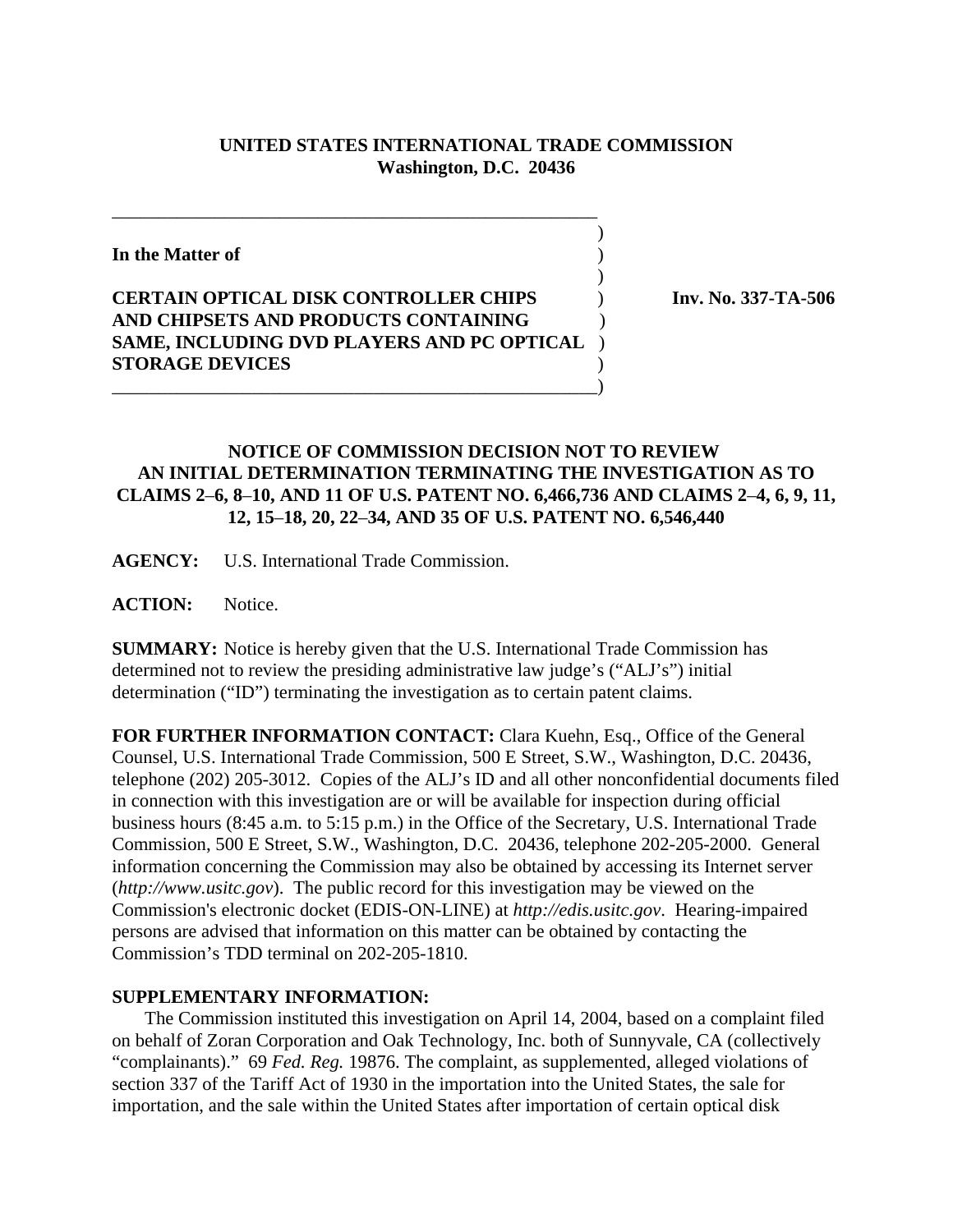**UNITED STATES INTERNATIONAL TRADE COMMISSION**
**Washington, D.C. 20436**

**In the Matter of**

**CERTAIN OPTICAL DISK CONTROLLER CHIPS AND CHIPSETS AND PRODUCTS CONTAINING SAME, INCLUDING DVD PLAYERS AND PC OPTICAL STORAGE DEVICES**

**Inv. No. 337-TA-506**

## NOTICE OF COMMISSION DECISION NOT TO REVIEW AN INITIAL DETERMINATION TERMINATING THE INVESTIGATION AS TO CLAIMS 2–6, 8–10, AND 11 OF U.S. PATENT NO. 6,466,736 AND CLAIMS 2–4, 6, 9, 11, 12, 15–18, 20, 22–34, AND 35 OF U.S. PATENT NO. 6,546,440

**AGENCY:** U.S. International Trade Commission.

**ACTION:** Notice.

**SUMMARY:** Notice is hereby given that the U.S. International Trade Commission has determined not to review the presiding administrative law judge's ("ALJ's") initial determination ("ID") terminating the investigation as to certain patent claims.

**FOR FURTHER INFORMATION CONTACT:** Clara Kuehn, Esq., Office of the General Counsel, U.S. International Trade Commission, 500 E Street, S.W., Washington, D.C. 20436, telephone (202) 205-3012. Copies of the ALJ's ID and all other nonconfidential documents filed in connection with this investigation are or will be available for inspection during official business hours (8:45 a.m. to 5:15 p.m.) in the Office of the Secretary, U.S. International Trade Commission, 500 E Street, S.W., Washington, D.C. 20436, telephone 202-205-2000. General information concerning the Commission may also be obtained by accessing its Internet server (*http://www.usitc.gov*). The public record for this investigation may be viewed on the Commission's electronic docket (EDIS-ON-LINE) at *http://edis.usitc.gov*. Hearing-impaired persons are advised that information on this matter can be obtained by contacting the Commission's TDD terminal on 202-205-1810.

**SUPPLEMENTARY INFORMATION:**

The Commission instituted this investigation on April 14, 2004, based on a complaint filed on behalf of Zoran Corporation and Oak Technology, Inc. both of Sunnyvale, CA (collectively "complainants)." 69 *Fed. Reg.* 19876. The complaint, as supplemented, alleged violations of section 337 of the Tariff Act of 1930 in the importation into the United States, the sale for importation, and the sale within the United States after importation of certain optical disk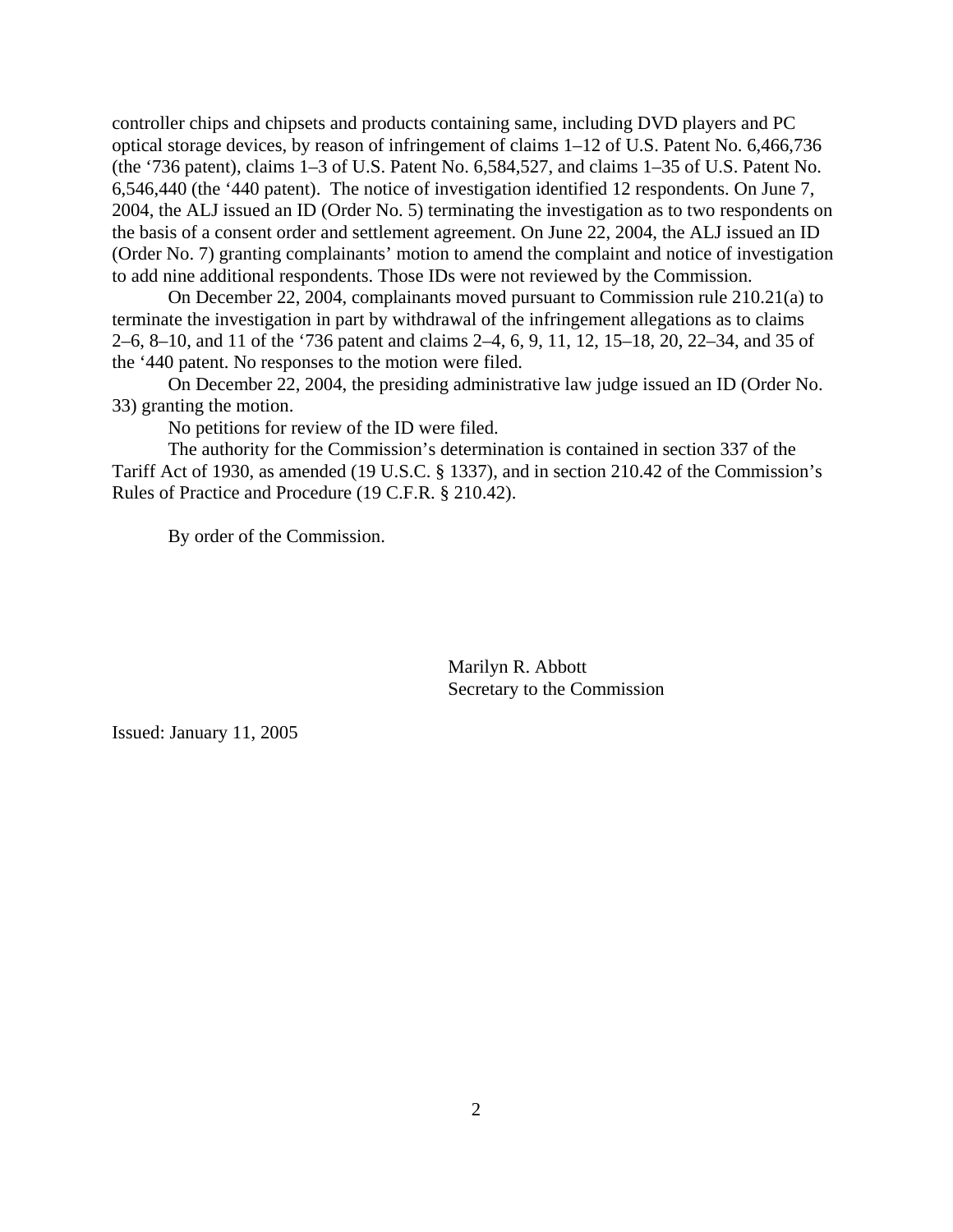controller chips and chipsets and products containing same, including DVD players and PC optical storage devices, by reason of infringement of claims 1–12 of U.S. Patent No. 6,466,736 (the '736 patent), claims 1–3 of U.S. Patent No. 6,584,527, and claims 1–35 of U.S. Patent No. 6,546,440 (the '440 patent). The notice of investigation identified 12 respondents. On June 7, 2004, the ALJ issued an ID (Order No. 5) terminating the investigation as to two respondents on the basis of a consent order and settlement agreement. On June 22, 2004, the ALJ issued an ID (Order No. 7) granting complainants' motion to amend the complaint and notice of investigation to add nine additional respondents. Those IDs were not reviewed by the Commission.

On December 22, 2004, complainants moved pursuant to Commission rule 210.21(a) to terminate the investigation in part by withdrawal of the infringement allegations as to claims 2–6, 8–10, and 11 of the '736 patent and claims 2–4, 6, 9, 11, 12, 15–18, 20, 22–34, and 35 of the '440 patent. No responses to the motion were filed.

On December 22, 2004, the presiding administrative law judge issued an ID (Order No. 33) granting the motion.

No petitions for review of the ID were filed.

The authority for the Commission's determination is contained in section 337 of the Tariff Act of 1930, as amended (19 U.S.C. § 1337), and in section 210.42 of the Commission's Rules of Practice and Procedure (19 C.F.R. § 210.42).

By order of the Commission.

Marilyn R. Abbott
Secretary to the Commission

Issued: January 11, 2005